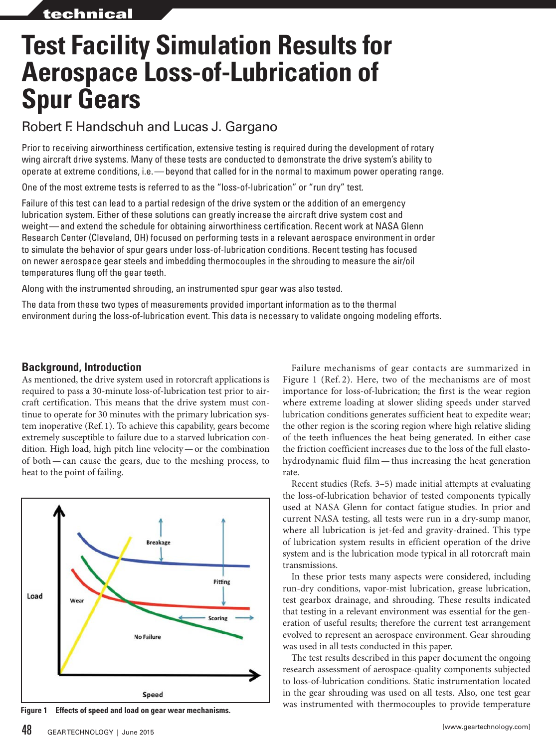# Test Facility Simulation Results for Aerospace Loss-of-Lubrication of Spur Gears

Robert F. Handschuh and Lucas J. Gargano

Prior to receiving airworthiness certification, extensive testing is required during the development of rotary wing aircraft drive systems. Many of these tests are conducted to demonstrate the drive system's ability to operate at extreme conditions, i.e.—beyond that called for in the normal to maximum power operating range.

One of the most extreme tests is referred to as the "loss-of-lubrication" or "run dry" test.

Failure of this test can lead to a partial redesign of the drive system or the addition of an emergency lubrication system. Either of these solutions can greatly increase the aircraft drive system cost and weight—and extend the schedule for obtaining airworthiness certification. Recent work at NASA Glenn Research Center (Cleveland, OH) focused on performing tests in a relevant aerospace environment in order to simulate the behavior of spur gears under loss-of-lubrication conditions. Recent testing has focused on newer aerospace gear steels and imbedding thermocouples in the shrouding to measure the air/oil temperatures flung off the gear teeth.

Along with the instrumented shrouding, an instrumented spur gear was also tested.

The data from these two types of measurements provided important information as to the thermal environment during the loss-of-lubrication event. This data is necessary to validate ongoing modeling efforts.

## Background, Introduction

As mentioned, the drive system used in rotorcraft applications is required to pass a 30-minute loss-of-lubrication test prior to aircraft certification. This means that the drive system must continue to operate for 30 minutes with the primary lubrication system inoperative (Ref. 1). To achieve this capability, gears become extremely susceptible to failure due to a starved lubrication condition. High load, high pitch line velocity—or the combination of both—can cause the gears, due to the meshing process, to heat to the point of failing.

Figure 1 Effects of speed and load on gear wear mechanisms.

Failure mechanisms of gear contacts are summarized in Figure 1 (Ref. 2). Here, two of the mechanisms are of most importance for loss-of-lubrication; the first is the wear region where extreme loading at slower sliding speeds under starved lubrication conditions generates sufficient heat to expedite wear; the other region is the scoring region where high relative sliding of the teeth influences the heat being generated. In either case the friction coefficient increases due to the loss of the full elastohydrodynamic fluid film—thus increasing the heat generation rate.

Recent studies (Refs. 3–5) made initial attempts at evaluating the loss-of-lubrication behavior of tested components typically used at NASA Glenn for contact fatigue studies. In prior and current NASA testing, all tests were run in a dry-sump manor, where all lubrication is jet-fed and gravity-drained. This type of lubrication system results in efficient operation of the drive system and is the lubrication mode typical in all rotorcraft main transmissions.

In these prior tests many aspects were considered, including run-dry conditions, vapor-mist lubrication, grease lubrication, test gearbox drainage, and shrouding. These results indicated that testing in a relevant environment was essential for the generation of useful results; therefore the current test arrangement evolved to represent an aerospace environment. Gear shrouding was used in all tests conducted in this paper.

The test results described in this paper document the ongoing research assessment of aerospace-quality components subjected to loss-of-lubrication conditions. Static instrumentation located in the gear shrouding was used on all tests. Also, one test gear was instrumented with thermocouples to provide temperature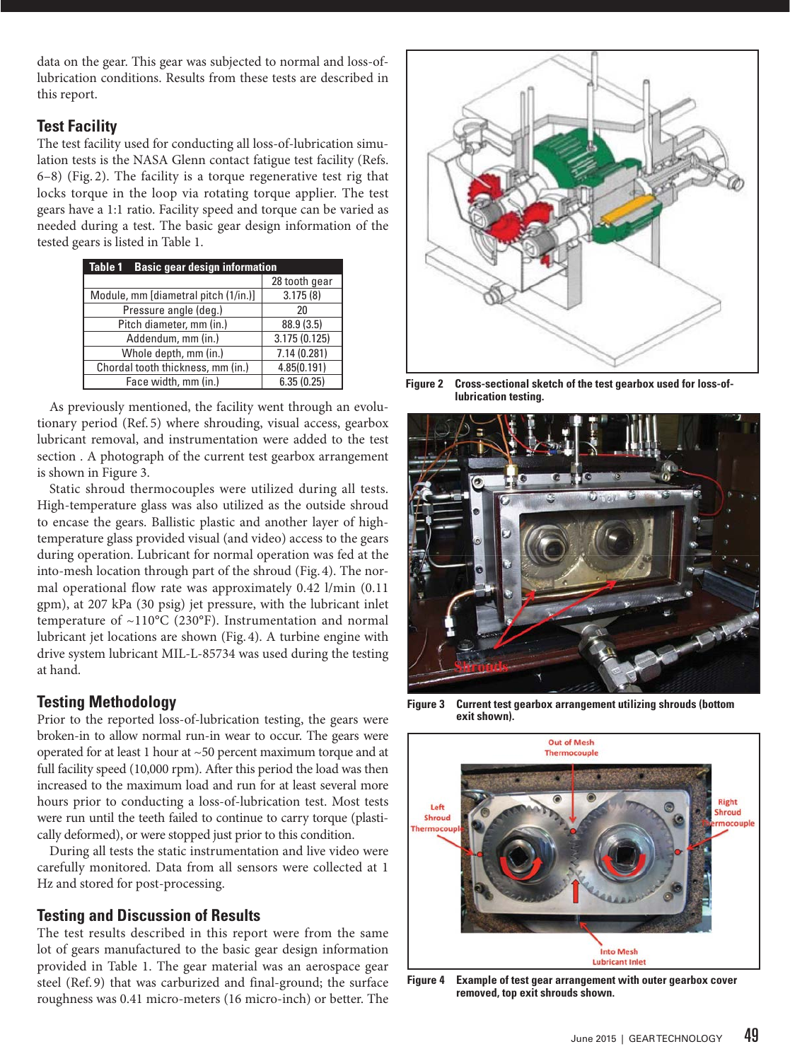data on the gear. This gear was subjected to normal and loss-of-lubrication conditions. Results from these tests are described in this report.

## Test Facility

The test facility used for conducting all loss-of-lubrication simulation tests is the NASA Glenn contact fatigue test facility (Refs. 6–8) (Fig. 2). The facility is a torque regenerative test rig that locks torque in the loop via rotating torque applier. The test gears have a 1:1 ratio. Facility speed and torque can be varied as needed during a test. The basic gear design information of the tested gears is listed in Table 1.

**Table 1 Basic gear design information**

| | 28 tooth gear |
|---|---|
| Module, mm [diametral pitch (1/in.)] | 3.175 (8) |
| Pressure angle (deg.) | 20 |
| Pitch diameter, mm (in.) | 88.9 (3.5) |
| Addendum, mm (in.) | 3.175 (0.125) |
| Whole depth, mm (in.) | 7.14 (0.281) |
| Chordal tooth thickness, mm (in.) | 4.85(0.191) |
| Face width, mm (in.) | 6.35 (0.25) |

As previously mentioned, the facility went through an evolutionary period (Ref. 5) where shrouding, visual access, gearbox lubricant removal, and instrumentation were added to the test section . A photograph of the current test gearbox arrangement is shown in Figure 3.

Static shroud thermocouples were utilized during all tests. High-temperature glass was also utilized as the outside shroud to encase the gears. Ballistic plastic and another layer of high-temperature glass provided visual (and video) access to the gears during operation. Lubricant for normal operation was fed at the into-mesh location through part of the shroud (Fig. 4). The normal operational flow rate was approximately 0.42 l/min (0.11 gpm), at 207 kPa (30 psig) jet pressure, with the lubricant inlet temperature of ~110°C (230°F). Instrumentation and normal lubricant jet locations are shown (Fig. 4). A turbine engine with drive system lubricant MIL-L-85734 was used during the testing at hand.

## Testing Methodology

Prior to the reported loss-of-lubrication testing, the gears were broken-in to allow normal run-in wear to occur. The gears were operated for at least 1 hour at ~50 percent maximum torque and at full facility speed (10,000 rpm). After this period the load was then increased to the maximum load and run for at least several more hours prior to conducting a loss-of-lubrication test. Most tests were run until the teeth failed to continue to carry torque (plastically deformed), or were stopped just prior to this condition.

During all tests the static instrumentation and live video were carefully monitored. Data from all sensors were collected at 1 Hz and stored for post-processing.

## Testing and Discussion of Results

The test results described in this report were from the same lot of gears manufactured to the basic gear design information provided in Table 1. The gear material was an aerospace gear steel (Ref. 9) that was carburized and final-ground; the surface roughness was 0.41 micro-meters (16 micro-inch) or better. The

**Figure 2** Cross-sectional sketch of the test gearbox used for loss-of-lubrication testing.

**Figure 3** Current test gearbox arrangement utilizing shrouds (bottom exit shown).

**Figure 4** Example of test gear arrangement with outer gearbox cover removed, top exit shrouds shown.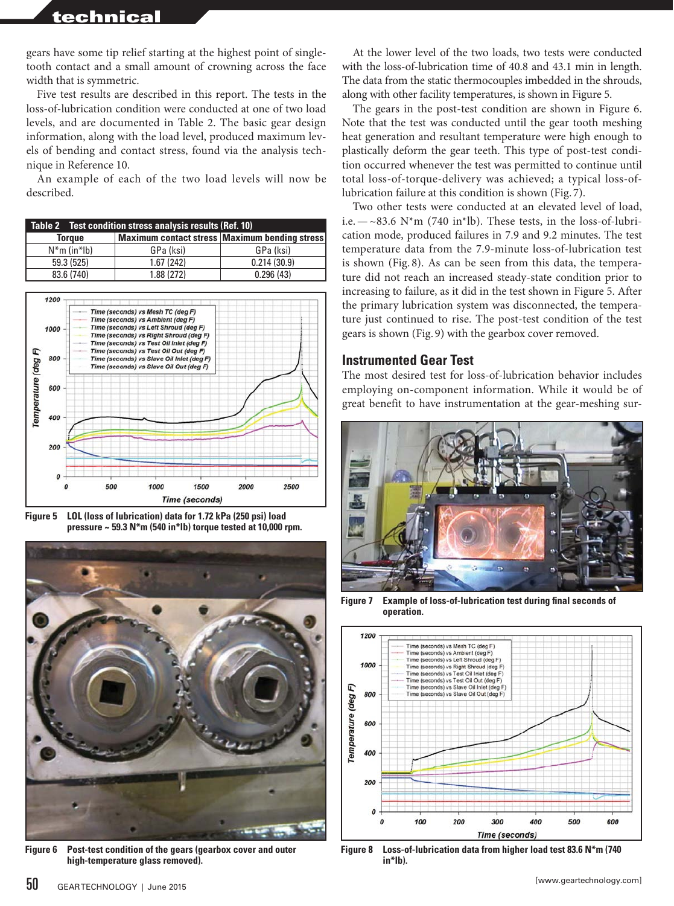gears have some tip relief starting at the highest point of single-tooth contact and a small amount of crowning across the face width that is symmetric.

Five test results are described in this report. The tests in the loss-of-lubrication condition were conducted at one of two load levels, and are documented in Table 2. The basic gear design information, along with the load level, produced maximum levels of bending and contact stress, found via the analysis technique in Reference 10.

An example of each of the two load levels will now be described.

**Table 2 Test condition stress analysis results (Ref. 10)**

| Torque | Maximum contact stress | Maximum bending stress |
|---|---|---|
| N*m (in*lb) | GPa (ksi) | GPa (ksi) |
| 59.3 (525) | 1.67 (242) | 0.214 (30.9) |
| 83.6 (740) | 1.88 (272) | 0.296 (43) |

**Figure 5** LOL (loss of lubrication) data for 1.72 kPa (250 psi) load pressure ~ 59.3 N*m (540 in*lb) torque tested at 10,000 rpm.

**Figure 6** Post-test condition of the gears (gearbox cover and outer high-temperature glass removed).

At the lower level of the two loads, two tests were conducted with the loss-of-lubrication time of 40.8 and 43.1 min in length. The data from the static thermocouples imbedded in the shrouds, along with other facility temperatures, is shown in Figure 5.

The gears in the post-test condition are shown in Figure 6. Note that the test was conducted until the gear tooth meshing heat generation and resultant temperature were high enough to plastically deform the gear teeth. This type of post-test condition occurred whenever the test was permitted to continue until total loss-of-torque-delivery was achieved; a typical loss-of-lubrication failure at this condition is shown (Fig. 7).

Two other tests were conducted at an elevated level of load, i.e. — ~83.6 N*m (740 in*lb). These tests, in the loss-of-lubrication mode, produced failures in 7.9 and 9.2 minutes. The test temperature data from the 7.9-minute loss-of-lubrication test is shown (Fig. 8). As can be seen from this data, the temperature did not reach an increased steady-state condition prior to increasing to failure, as it did in the test shown in Figure 5. After the primary lubrication system was disconnected, the temperature just continued to rise. The post-test condition of the test gears is shown (Fig. 9) with the gearbox cover removed.

## Instrumented Gear Test

The most desired test for loss-of-lubrication behavior includes employing on-component information. While it would be of great benefit to have instrumentation at the gear-meshing sur-

**Figure 7** Example of loss-of-lubrication test during final seconds of operation.

**Figure 8** Loss-of-lubrication data from higher load test 83.6 N*m (740 in*lb).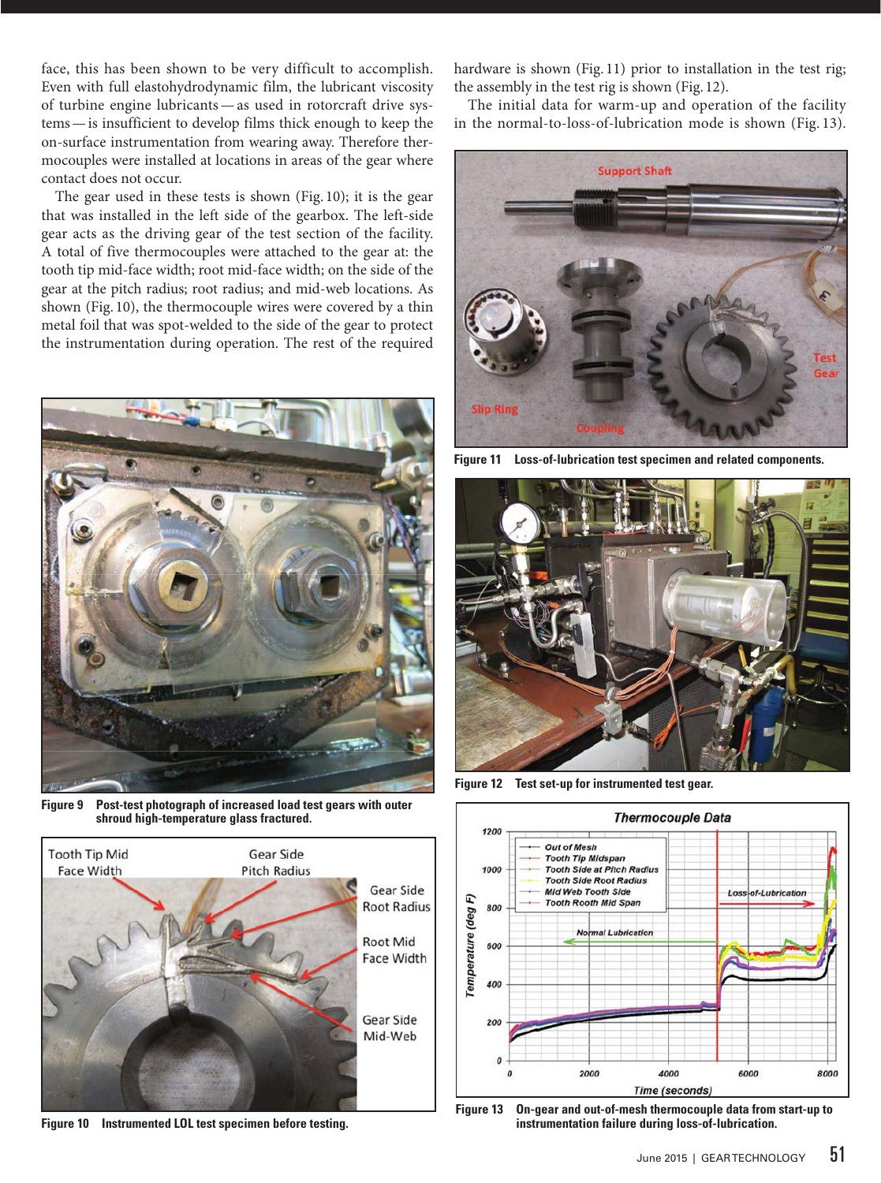face, this has been shown to be very difficult to accomplish. Even with full elastohydrodynamic film, the lubricant viscosity of turbine engine lubricants — as used in rotorcraft drive systems — is insufficient to develop films thick enough to keep the on-surface instrumentation from wearing away. Therefore thermocouples were installed at locations in areas of the gear where contact does not occur.

The gear used in these tests is shown (Fig. 10); it is the gear that was installed in the left side of the gearbox. The left-side gear acts as the driving gear of the test section of the facility. A total of five thermocouples were attached to the gear at: the tooth tip mid-face width; root mid-face width; on the side of the gear at the pitch radius; root radius; and mid-web locations. As shown (Fig. 10), the thermocouple wires were covered by a thin metal foil that was spot-welded to the side of the gear to protect the instrumentation during operation. The rest of the required hardware is shown (Fig. 11) prior to installation in the test rig; the assembly in the test rig is shown (Fig. 12).

The initial data for warm-up and operation of the facility in the normal-to-loss-of-lubrication mode is shown (Fig. 13).

**Figure 9** Post-test photograph of increased load test gears with outer shroud high-temperature glass fractured.

**Figure 10** Instrumented LOL test specimen before testing.

**Figure 11** Loss-of-lubrication test specimen and related components.

**Figure 12** Test set-up for instrumented test gear.

**Figure 13** On-gear and out-of-mesh thermocouple data from start-up to instrumentation failure during loss-of-lubrication.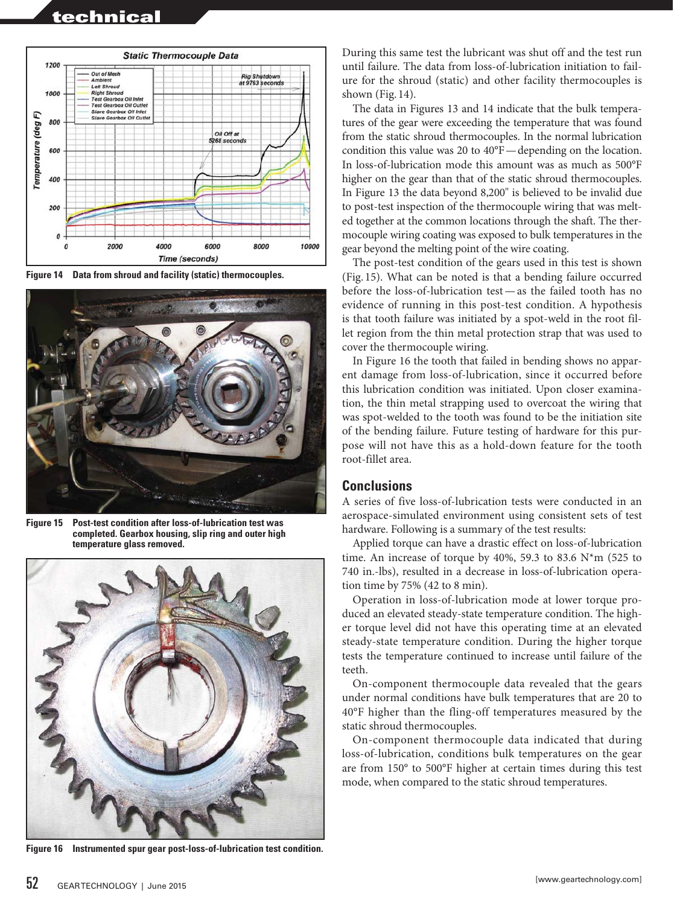Figure 14 Data from shroud and facility (static) thermocouples.

Figure 15 Post-test condition after loss-of-lubrication test was completed. Gearbox housing, slip ring and outer high temperature glass removed.

Figure 16 Instrumented spur gear post-loss-of-lubrication test condition.

During this same test the lubricant was shut off and the test run until failure. The data from loss-of-lubrication initiation to failure for the shroud (static) and other facility thermocouples is shown (Fig. 14).

The data in Figures 13 and 14 indicate that the bulk temperatures of the gear were exceeding the temperature that was found from the static shroud thermocouples. In the normal lubrication condition this value was 20 to 40°F — depending on the location. In loss-of-lubrication mode this amount was as much as 500°F higher on the gear than that of the static shroud thermocouples. In Figure 13 the data beyond 8,200" is believed to be invalid due to post-test inspection of the thermocouple wiring that was melted together at the common locations through the shaft. The thermocouple wiring coating was exposed to bulk temperatures in the gear beyond the melting point of the wire coating.

The post-test condition of the gears used in this test is shown (Fig. 15). What can be noted is that a bending failure occurred before the loss-of-lubrication test — as the failed tooth has no evidence of running in this post-test condition. A hypothesis is that tooth failure was initiated by a spot-weld in the root fillet region from the thin metal protection strap that was used to cover the thermocouple wiring.

In Figure 16 the tooth that failed in bending shows no apparent damage from loss-of-lubrication, since it occurred before this lubrication condition was initiated. Upon closer examination, the thin metal strapping used to overcoat the wiring that was spot-welded to the tooth was found to be the initiation site of the bending failure. Future testing of hardware for this purpose will not have this as a hold-down feature for the tooth root-fillet area.

## Conclusions

A series of five loss-of-lubrication tests were conducted in an aerospace-simulated environment using consistent sets of test hardware. Following is a summary of the test results:

Applied torque can have a drastic effect on loss-of-lubrication time. An increase of torque by 40%, 59.3 to 83.6 N*m (525 to 740 in.-lbs), resulted in a decrease in loss-of-lubrication operation time by 75% (42 to 8 min).

Operation in loss-of-lubrication mode at lower torque produced an elevated steady-state temperature condition. The higher torque level did not have this operating time at an elevated steady-state temperature condition. During the higher torque tests the temperature continued to increase until failure of the teeth.

On-component thermocouple data revealed that the gears under normal conditions have bulk temperatures that are 20 to 40°F higher than the fling-off temperatures measured by the static shroud thermocouples.

On-component thermocouple data indicated that during loss-of-lubrication, conditions bulk temperatures on the gear are from 150° to 500°F higher at certain times during this test mode, when compared to the static shroud temperatures.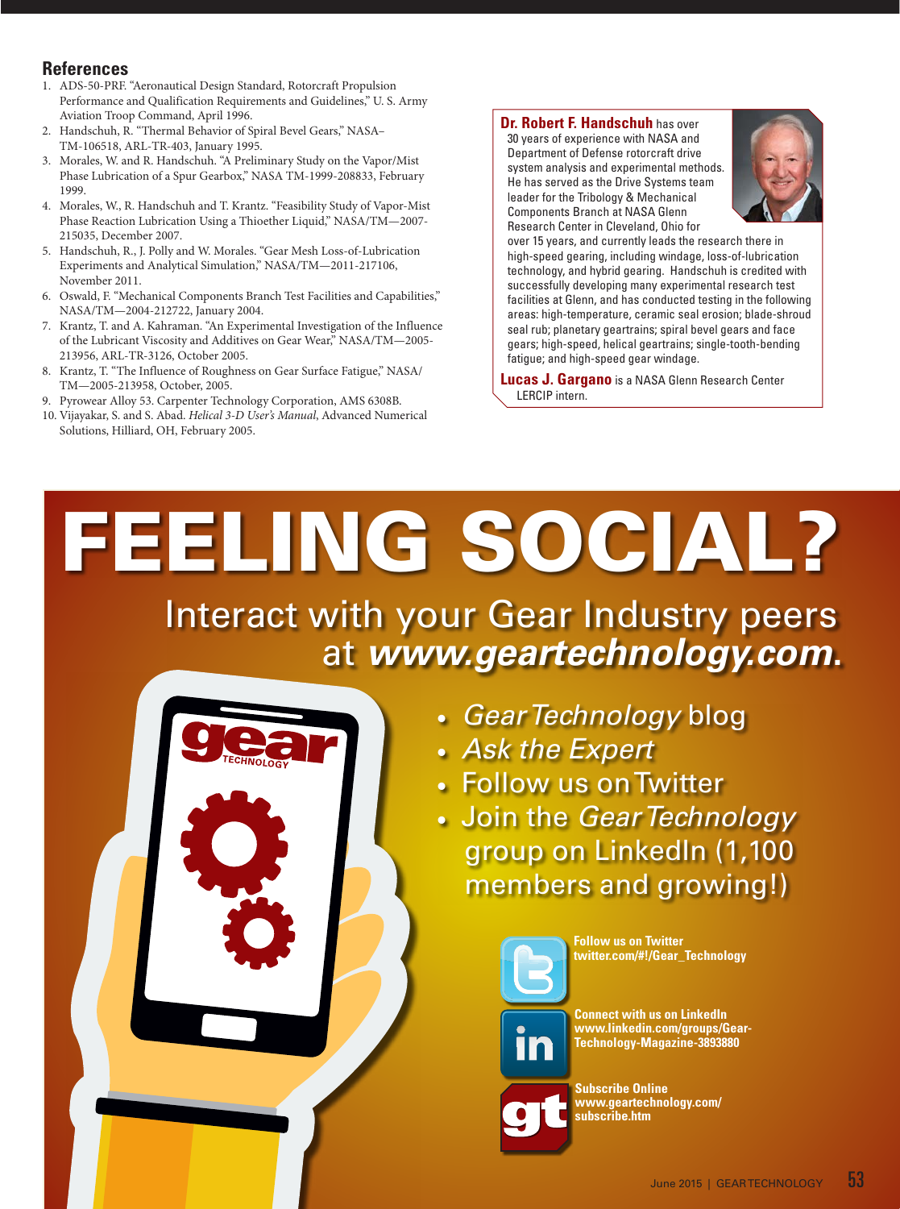## References

1. ADS-50-PRF. "Aeronautical Design Standard, Rotorcraft Propulsion Performance and Qualification Requirements and Guidelines," U. S. Army Aviation Troop Command, April 1996.
2. Handschuh, R. "Thermal Behavior of Spiral Bevel Gears," NASA–TM-106518, ARL-TR-403, January 1995.
3. Morales, W. and R. Handschuh. "A Preliminary Study on the Vapor/Mist Phase Lubrication of a Spur Gearbox," NASA TM-1999-208833, February 1999.
4. Morales, W., R. Handschuh and T. Krantz. "Feasibility Study of Vapor-Mist Phase Reaction Lubrication Using a Thioether Liquid," NASA/TM—2007-215035, December 2007.
5. Handschuh, R., J. Polly and W. Morales. "Gear Mesh Loss-of-Lubrication Experiments and Analytical Simulation," NASA/TM—2011-217106, November 2011.
6. Oswald, F. "Mechanical Components Branch Test Facilities and Capabilities," NASA/TM—2004-212722, January 2004.
7. Krantz, T. and A. Kahraman. "An Experimental Investigation of the Influence of the Lubricant Viscosity and Additives on Gear Wear," NASA/TM—2005-213956, ARL-TR-3126, October 2005.
8. Krantz, T. "The Influence of Roughness on Gear Surface Fatigue," NASA/TM—2005-213958, October, 2005.
9. Pyrowear Alloy 53. Carpenter Technology Corporation, AMS 6308B.
10. Vijayakar, S. and S. Abad. *Helical 3-D User's Manual*, Advanced Numerical Solutions, Hilliard, OH, February 2005.

**Dr. Robert F. Handschuh** has over 30 years of experience with NASA and Department of Defense rotorcraft drive system analysis and experimental methods. He has served as the Drive Systems team leader for the Tribology & Mechanical Components Branch at NASA Glenn Research Center in Cleveland, Ohio for over 15 years, and currently leads the research there in high-speed gearing, including windage, loss-of-lubrication technology, and hybrid gearing. Handschuh is credited with successfully developing many experimental research test facilities at Glenn, and has conducted testing in the following areas: high-temperature, ceramic seal erosion; blade-shroud seal rub; planetary geartrains; spiral bevel gears and face gears; high-speed, helical geartrains; single-tooth-bending fatigue; and high-speed gear windage.

**Lucas J. Gargano** is a NASA Glenn Research Center LERCIP intern.

# FEELING SOCIAL?

Interact with your Gear Industry peers at ***www.geartechnology.com***.

- *Gear Technology* blog
- *Ask the Expert*
- Follow us on Twitter
- Join the *Gear Technology* group on LinkedIn (1,100 members and growing!)

**Follow us on Twitter**
**twitter.com/#!/Gear_Technology**

**Connect with us on LinkedIn**
**www.linkedin.com/groups/Gear-Technology-Magazine-3893880**

**Subscribe Online**
**www.geartechnology.com/subscribe.htm**